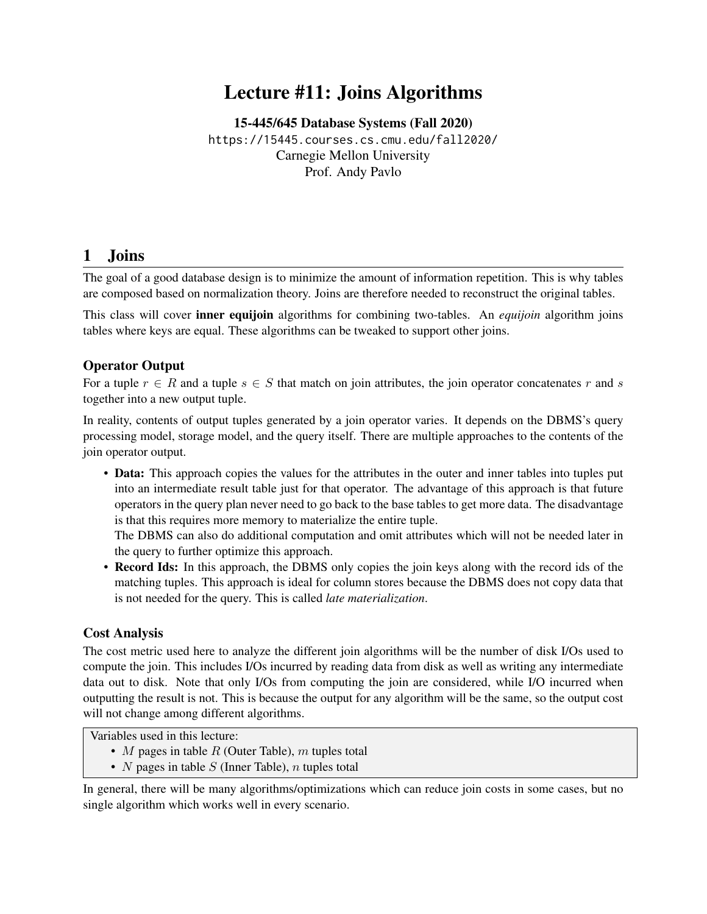# Lecture #11: Joins Algorithms

**15-445/645 Database Systems (Fall 2020)**
https://15445.courses.cs.cmu.edu/fall2020/
Carnegie Mellon University
Prof. Andy Pavlo

## 1 Joins

The goal of a good database design is to minimize the amount of information repetition. This is why tables are composed based on normalization theory. Joins are therefore needed to reconstruct the original tables.

This class will cover **inner equijoin** algorithms for combining two-tables. An *equijoin* algorithm joins tables where keys are equal. These algorithms can be tweaked to support other joins.

### Operator Output

For a tuple $r \in R$ and a tuple $s \in S$ that match on join attributes, the join operator concatenates $r$ and $s$ together into a new output tuple.

In reality, contents of output tuples generated by a join operator varies. It depends on the DBMS's query processing model, storage model, and the query itself. There are multiple approaches to the contents of the join operator output.

- **Data:** This approach copies the values for the attributes in the outer and inner tables into tuples put into an intermediate result table just for that operator. The advantage of this approach is that future operators in the query plan never need to go back to the base tables to get more data. The disadvantage is that this requires more memory to materialize the entire tuple.
  The DBMS can also do additional computation and omit attributes which will not be needed later in the query to further optimize this approach.
- **Record Ids:** In this approach, the DBMS only copies the join keys along with the record ids of the matching tuples. This approach is ideal for column stores because the DBMS does not copy data that is not needed for the query. This is called *late materialization*.

### Cost Analysis

The cost metric used here to analyze the different join algorithms will be the number of disk I/Os used to compute the join. This includes I/Os incurred by reading data from disk as well as writing any intermediate data out to disk. Note that only I/Os from computing the join are considered, while I/O incurred when outputting the result is not. This is because the output for any algorithm will be the same, so the output cost will not change among different algorithms.

Variables used in this lecture:

- $M$ pages in table $R$ (Outer Table), $m$ tuples total
- $N$ pages in table $S$ (Inner Table), $n$ tuples total

In general, there will be many algorithms/optimizations which can reduce join costs in some cases, but no single algorithm which works well in every scenario.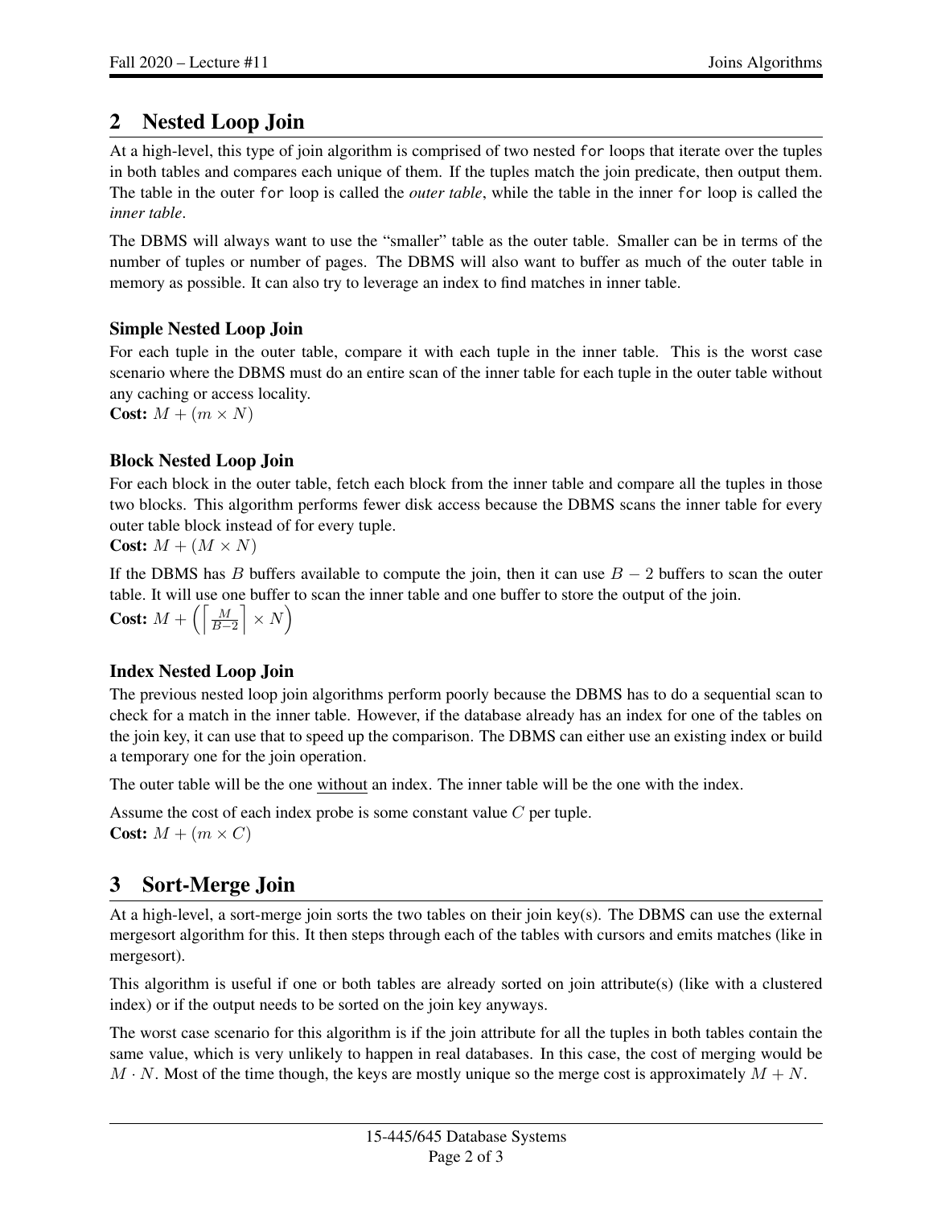## 2 Nested Loop Join

At a high-level, this type of join algorithm is comprised of two nested `for` loops that iterate over the tuples in both tables and compares each unique of them. If the tuples match the join predicate, then output them. The table in the outer `for` loop is called the *outer table*, while the table in the inner `for` loop is called the *inner table*.

The DBMS will always want to use the "smaller" table as the outer table. Smaller can be in terms of the number of tuples or number of pages. The DBMS will also want to buffer as much of the outer table in memory as possible. It can also try to leverage an index to find matches in inner table.

### Simple Nested Loop Join

For each tuple in the outer table, compare it with each tuple in the inner table. This is the worst case scenario where the DBMS must do an entire scan of the inner table for each tuple in the outer table without any caching or access locality.

**Cost:** $M + (m \times N)$

### Block Nested Loop Join

For each block in the outer table, fetch each block from the inner table and compare all the tuples in those two blocks. This algorithm performs fewer disk access because the DBMS scans the inner table for every outer table block instead of for every tuple.

**Cost:** $M + (M \times N)$

If the DBMS has $B$ buffers available to compute the join, then it can use $B - 2$ buffers to scan the outer table. It will use one buffer to scan the inner table and one buffer to store the output of the join.

**Cost:** $M + \left( \left\lceil \frac{M}{B-2} \right\rceil \times N \right)$

### Index Nested Loop Join

The previous nested loop join algorithms perform poorly because the DBMS has to do a sequential scan to check for a match in the inner table. However, if the database already has an index for one of the tables on the join key, it can use that to speed up the comparison. The DBMS can either use an existing index or build a temporary one for the join operation.

The outer table will be the one <u>without</u> an index. The inner table will be the one with the index.

Assume the cost of each index probe is some constant value $C$ per tuple.

**Cost:** $M + (m \times C)$

## 3 Sort-Merge Join

At a high-level, a sort-merge join sorts the two tables on their join key(s). The DBMS can use the external mergesort algorithm for this. It then steps through each of the tables with cursors and emits matches (like in mergesort).

This algorithm is useful if one or both tables are already sorted on join attribute(s) (like with a clustered index) or if the output needs to be sorted on the join key anyways.

The worst case scenario for this algorithm is if the join attribute for all the tuples in both tables contain the same value, which is very unlikely to happen in real databases. In this case, the cost of merging would be $M \cdot N$. Most of the time though, the keys are mostly unique so the merge cost is approximately $M + N$.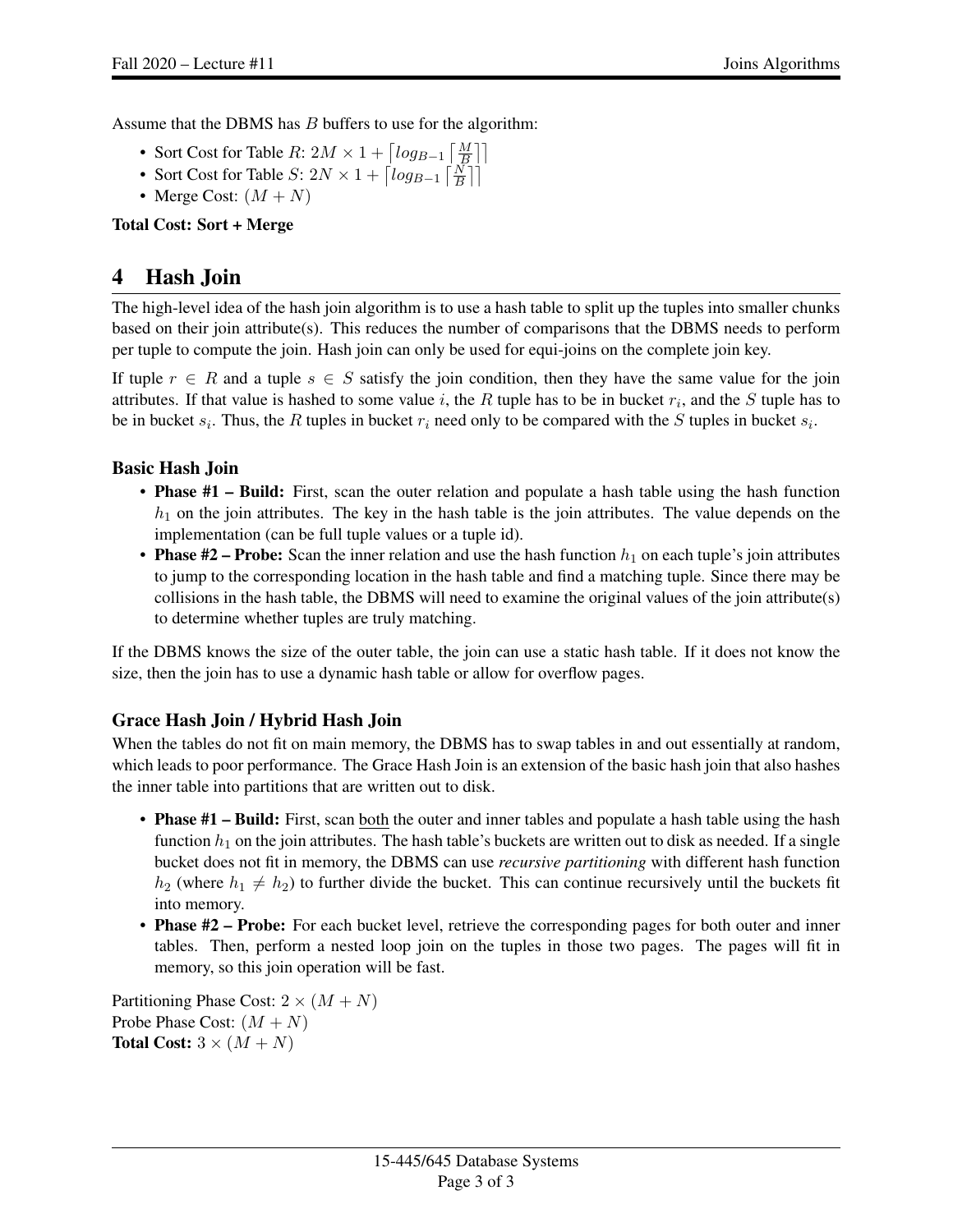Assume that the DBMS has $B$ buffers to use for the algorithm:

- Sort Cost for Table $R$: $2M \times 1 + \lceil log_{B-1} \lceil \frac{M}{B} \rceil \rceil$
- Sort Cost for Table $S$: $2N \times 1 + \lceil log_{B-1} \lceil \frac{N}{B} \rceil \rceil$
- Merge Cost: $(M + N)$

**Total Cost: Sort + Merge**

# 4 Hash Join

The high-level idea of the hash join algorithm is to use a hash table to split up the tuples into smaller chunks based on their join attribute(s). This reduces the number of comparisons that the DBMS needs to perform per tuple to compute the join. Hash join can only be used for equi-joins on the complete join key.

If tuple $r \in R$ and a tuple $s \in S$ satisfy the join condition, then they have the same value for the join attributes. If that value is hashed to some value $i$, the $R$ tuple has to be in bucket $r_i$, and the $S$ tuple has to be in bucket $s_i$. Thus, the $R$ tuples in bucket $r_i$ need only to be compared with the $S$ tuples in bucket $s_i$.

### Basic Hash Join

- **Phase #1 – Build:** First, scan the outer relation and populate a hash table using the hash function $h_1$ on the join attributes. The key in the hash table is the join attributes. The value depends on the implementation (can be full tuple values or a tuple id).
- **Phase #2 – Probe:** Scan the inner relation and use the hash function $h_1$ on each tuple's join attributes to jump to the corresponding location in the hash table and find a matching tuple. Since there may be collisions in the hash table, the DBMS will need to examine the original values of the join attribute(s) to determine whether tuples are truly matching.

If the DBMS knows the size of the outer table, the join can use a static hash table. If it does not know the size, then the join has to use a dynamic hash table or allow for overflow pages.

### Grace Hash Join / Hybrid Hash Join

When the tables do not fit on main memory, the DBMS has to swap tables in and out essentially at random, which leads to poor performance. The Grace Hash Join is an extension of the basic hash join that also hashes the inner table into partitions that are written out to disk.

- **Phase #1 – Build:** First, scan both the outer and inner tables and populate a hash table using the hash function $h_1$ on the join attributes. The hash table's buckets are written out to disk as needed. If a single bucket does not fit in memory, the DBMS can use *recursive partitioning* with different hash function $h_2$ (where $h_1 \neq h_2$) to further divide the bucket. This can continue recursively until the buckets fit into memory.
- **Phase #2 – Probe:** For each bucket level, retrieve the corresponding pages for both outer and inner tables. Then, perform a nested loop join on the tuples in those two pages. The pages will fit in memory, so this join operation will be fast.

Partitioning Phase Cost: $2 \times (M + N)$
Probe Phase Cost: $(M + N)$
**Total Cost:** $3 \times (M + N)$